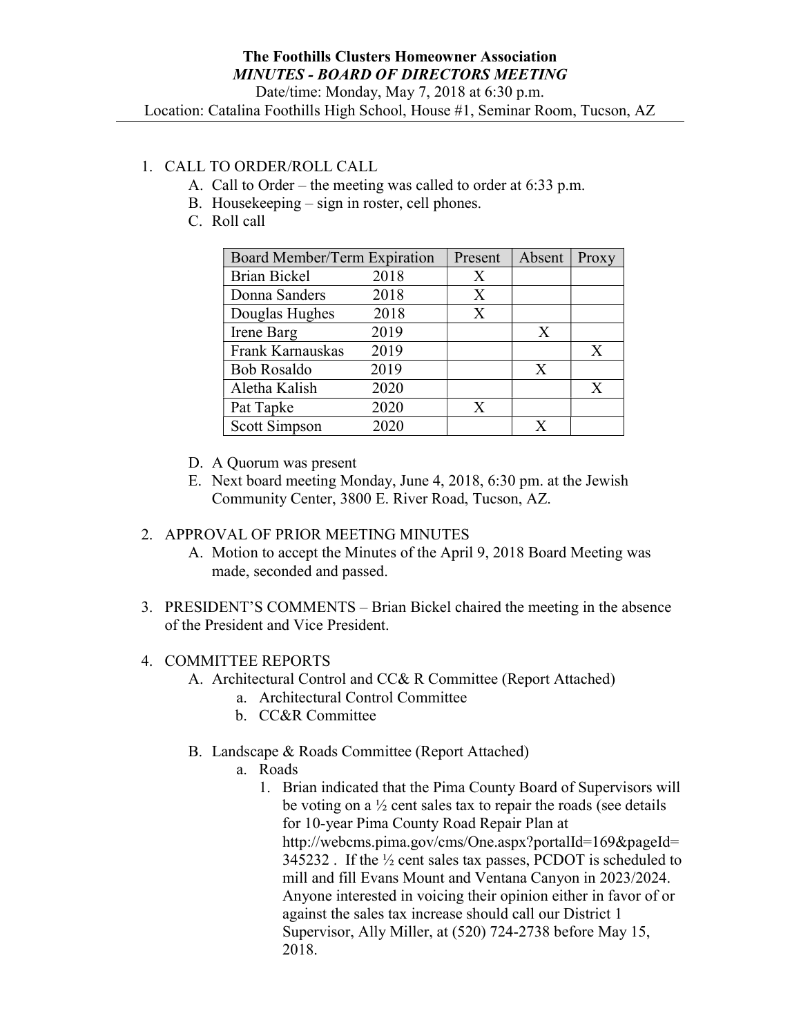# The Foothills Clusters Homeowner Association

***MINUTES - BOARD OF DIRECTORS MEETING***

Date/time: Monday, May 7, 2018 at 6:30 p.m.

Location: Catalina Foothills High School, House #1, Seminar Room, Tucson, AZ

1. CALL TO ORDER/ROLL CALL
   - A. Call to Order – the meeting was called to order at 6:33 p.m.
   - B. Housekeeping – sign in roster, cell phones.
   - C. Roll call

| Board Member/Term Expiration | Present | Absent | Proxy |
|---|---|---|---|
| Brian Bickel 2018 | X | | |
| Donna Sanders 2018 | X | | |
| Douglas Hughes 2018 | X | | |
| Irene Barg 2019 | | X | |
| Frank Karnauskas 2019 | | | X |
| Bob Rosaldo 2019 | | X | |
| Aletha Kalish 2020 | | | X |
| Pat Tapke 2020 | X | | |
| Scott Simpson 2020 | | X | |

   - D. A Quorum was present
   - E. Next board meeting Monday, June 4, 2018, 6:30 pm. at the Jewish Community Center, 3800 E. River Road, Tucson, AZ.

2. APPROVAL OF PRIOR MEETING MINUTES
   - A. Motion to accept the Minutes of the April 9, 2018 Board Meeting was made, seconded and passed.

3. PRESIDENT'S COMMENTS – Brian Bickel chaired the meeting in the absence of the President and Vice President.

4. COMMITTEE REPORTS
   - A. Architectural Control and CC& R Committee (Report Attached)
     - a. Architectural Control Committee
     - b. CC&R Committee
   - B. Landscape & Roads Committee (Report Attached)
     - a. Roads
       1. Brian indicated that the Pima County Board of Supervisors will be voting on a ½ cent sales tax to repair the roads (see details for 10-year Pima County Road Repair Plan at http://webcms.pima.gov/cms/One.aspx?portalId=169&pageId=345232 . If the ½ cent sales tax passes, PCDOT is scheduled to mill and fill Evans Mount and Ventana Canyon in 2023/2024. Anyone interested in voicing their opinion either in favor of or against the sales tax increase should call our District 1 Supervisor, Ally Miller, at (520) 724-2738 before May 15, 2018.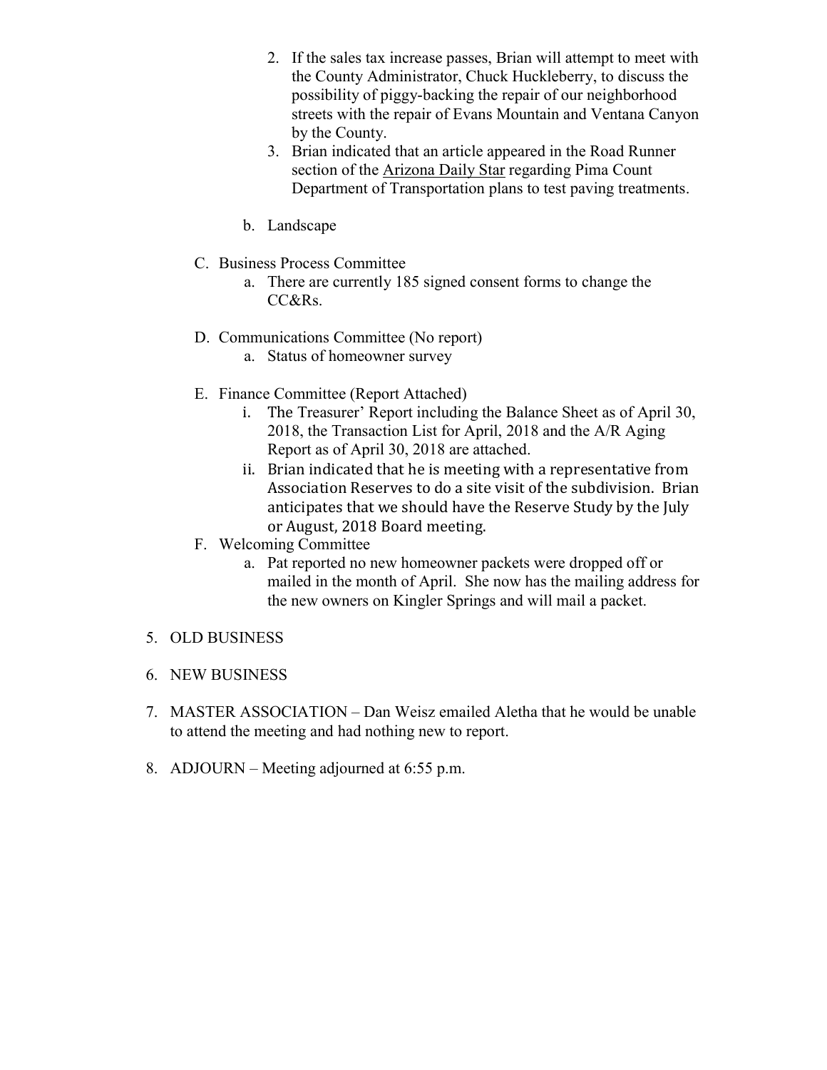2. If the sales tax increase passes, Brian will attempt to meet with the County Administrator, Chuck Huckleberry, to discuss the possibility of piggy-backing the repair of our neighborhood streets with the repair of Evans Mountain and Ventana Canyon by the County.
3. Brian indicated that an article appeared in the Road Runner section of the Arizona Daily Star regarding Pima Count Department of Transportation plans to test paving treatments.

b. Landscape

C. Business Process Committee

a. There are currently 185 signed consent forms to change the CC&Rs.

D. Communications Committee (No report)

a. Status of homeowner survey

E. Finance Committee (Report Attached)

i. The Treasurer' Report including the Balance Sheet as of April 30, 2018, the Transaction List for April, 2018 and the A/R Aging Report as of April 30, 2018 are attached.

ii. Brian indicated that he is meeting with a representative from Association Reserves to do a site visit of the subdivision. Brian anticipates that we should have the Reserve Study by the July or August, 2018 Board meeting.

F. Welcoming Committee

a. Pat reported no new homeowner packets were dropped off or mailed in the month of April. She now has the mailing address for the new owners on Kingler Springs and will mail a packet.

5. OLD BUSINESS

6. NEW BUSINESS

7. MASTER ASSOCIATION – Dan Weisz emailed Aletha that he would be unable to attend the meeting and had nothing new to report.

8. ADJOURN – Meeting adjourned at 6:55 p.m.